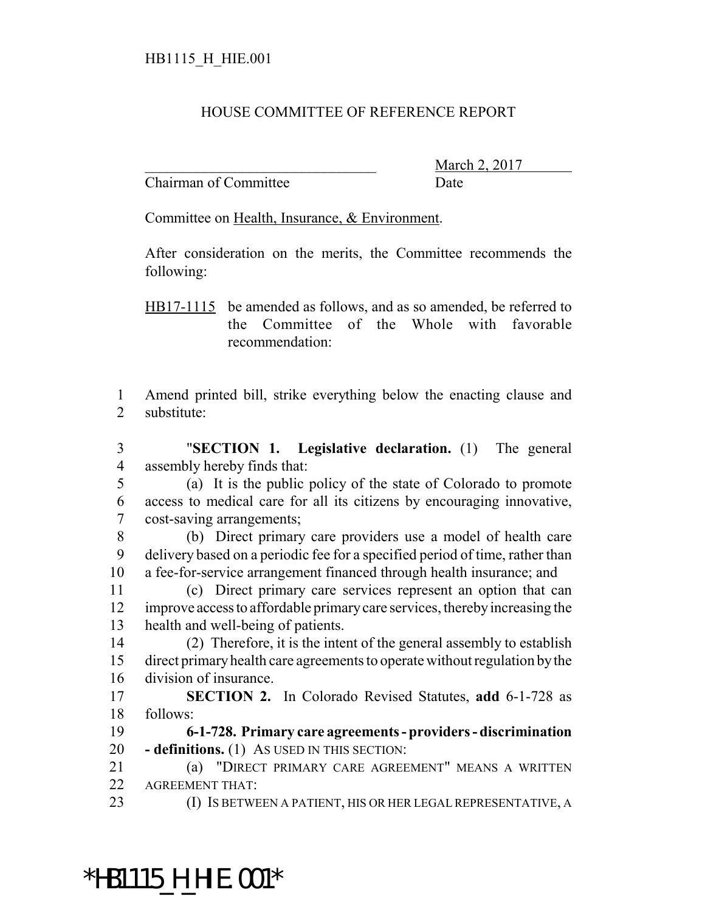HB1115_H_HIE.001

HOUSE COMMITTEE OF REFERENCE REPORT

_______________________________ March 2, 2017
Chairman of Committee Date

Committee on Health, Insurance, & Environment.

After consideration on the merits, the Committee recommends the following:

HB17-1115 be amended as follows, and as so amended, be referred to the Committee of the Whole with favorable recommendation:

1 Amend printed bill, strike everything below the enacting clause and
2 substitute:

3 "**SECTION 1. Legislative declaration.** (1) The general
4 assembly hereby finds that:
5 (a) It is the public policy of the state of Colorado to promote
6 access to medical care for all its citizens by encouraging innovative,
7 cost-saving arrangements;
8 (b) Direct primary care providers use a model of health care
9 delivery based on a periodic fee for a specified period of time, rather than
10 a fee-for-service arrangement financed through health insurance; and
11 (c) Direct primary care services represent an option that can
12 improve access to affordable primary care services, thereby increasing the
13 health and well-being of patients.
14 (2) Therefore, it is the intent of the general assembly to establish
15 direct primary health care agreements to operate without regulation by the
16 division of insurance.
17 **SECTION 2.** In Colorado Revised Statutes, **add** 6-1-728 as
18 follows:
19 **6-1-728. Primary care agreements - providers - discrimination**
20 **- definitions.** (1) AS USED IN THIS SECTION:
21 (a) "DIRECT PRIMARY CARE AGREEMENT" MEANS A WRITTEN
22 AGREEMENT THAT:
23 (I) IS BETWEEN A PATIENT, HIS OR HER LEGAL REPRESENTATIVE, A

*HB1115_H_HIE.001*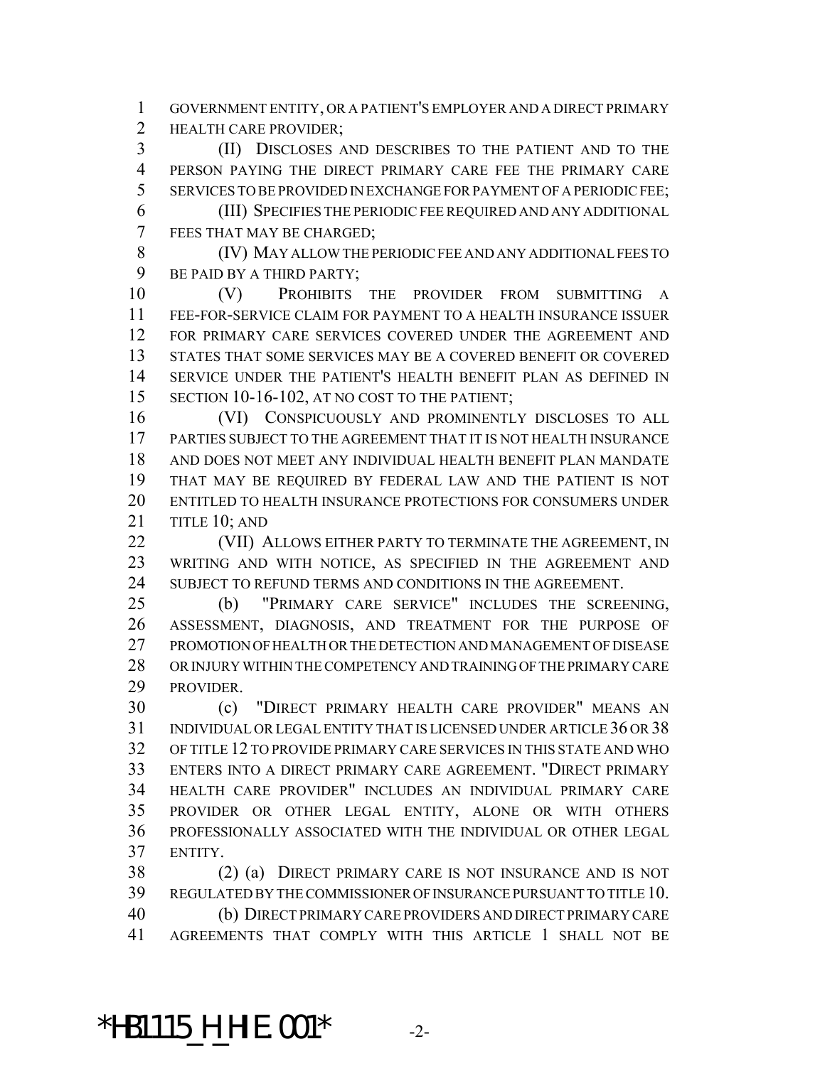GOVERNMENT ENTITY, OR A PATIENT'S EMPLOYER AND A DIRECT PRIMARY HEALTH CARE PROVIDER;

(II) DISCLOSES AND DESCRIBES TO THE PATIENT AND TO THE PERSON PAYING THE DIRECT PRIMARY CARE FEE THE PRIMARY CARE SERVICES TO BE PROVIDED IN EXCHANGE FOR PAYMENT OF A PERIODIC FEE;

(III) SPECIFIES THE PERIODIC FEE REQUIRED AND ANY ADDITIONAL FEES THAT MAY BE CHARGED;

(IV) MAY ALLOW THE PERIODIC FEE AND ANY ADDITIONAL FEES TO BE PAID BY A THIRD PARTY;

(V) PROHIBITS THE PROVIDER FROM SUBMITTING A FEE-FOR-SERVICE CLAIM FOR PAYMENT TO A HEALTH INSURANCE ISSUER FOR PRIMARY CARE SERVICES COVERED UNDER THE AGREEMENT AND STATES THAT SOME SERVICES MAY BE A COVERED BENEFIT OR COVERED SERVICE UNDER THE PATIENT'S HEALTH BENEFIT PLAN AS DEFINED IN SECTION 10-16-102, AT NO COST TO THE PATIENT;

(VI) CONSPICUOUSLY AND PROMINENTLY DISCLOSES TO ALL PARTIES SUBJECT TO THE AGREEMENT THAT IT IS NOT HEALTH INSURANCE AND DOES NOT MEET ANY INDIVIDUAL HEALTH BENEFIT PLAN MANDATE THAT MAY BE REQUIRED BY FEDERAL LAW AND THE PATIENT IS NOT ENTITLED TO HEALTH INSURANCE PROTECTIONS FOR CONSUMERS UNDER TITLE 10; AND

(VII) ALLOWS EITHER PARTY TO TERMINATE THE AGREEMENT, IN WRITING AND WITH NOTICE, AS SPECIFIED IN THE AGREEMENT AND SUBJECT TO REFUND TERMS AND CONDITIONS IN THE AGREEMENT.

(b) "PRIMARY CARE SERVICE" INCLUDES THE SCREENING, ASSESSMENT, DIAGNOSIS, AND TREATMENT FOR THE PURPOSE OF PROMOTION OF HEALTH OR THE DETECTION AND MANAGEMENT OF DISEASE OR INJURY WITHIN THE COMPETENCY AND TRAINING OF THE PRIMARY CARE PROVIDER.

(c) "DIRECT PRIMARY HEALTH CARE PROVIDER" MEANS AN INDIVIDUAL OR LEGAL ENTITY THAT IS LICENSED UNDER ARTICLE 36 OR 38 OF TITLE 12 TO PROVIDE PRIMARY CARE SERVICES IN THIS STATE AND WHO ENTERS INTO A DIRECT PRIMARY CARE AGREEMENT. "DIRECT PRIMARY HEALTH CARE PROVIDER" INCLUDES AN INDIVIDUAL PRIMARY CARE PROVIDER OR OTHER LEGAL ENTITY, ALONE OR WITH OTHERS PROFESSIONALLY ASSOCIATED WITH THE INDIVIDUAL OR OTHER LEGAL ENTITY.

(2) (a) DIRECT PRIMARY CARE IS NOT INSURANCE AND IS NOT REGULATED BY THE COMMISSIONER OF INSURANCE PURSUANT TO TITLE 10.

(b) DIRECT PRIMARY CARE PROVIDERS AND DIRECT PRIMARY CARE AGREEMENTS THAT COMPLY WITH THIS ARTICLE 1 SHALL NOT BE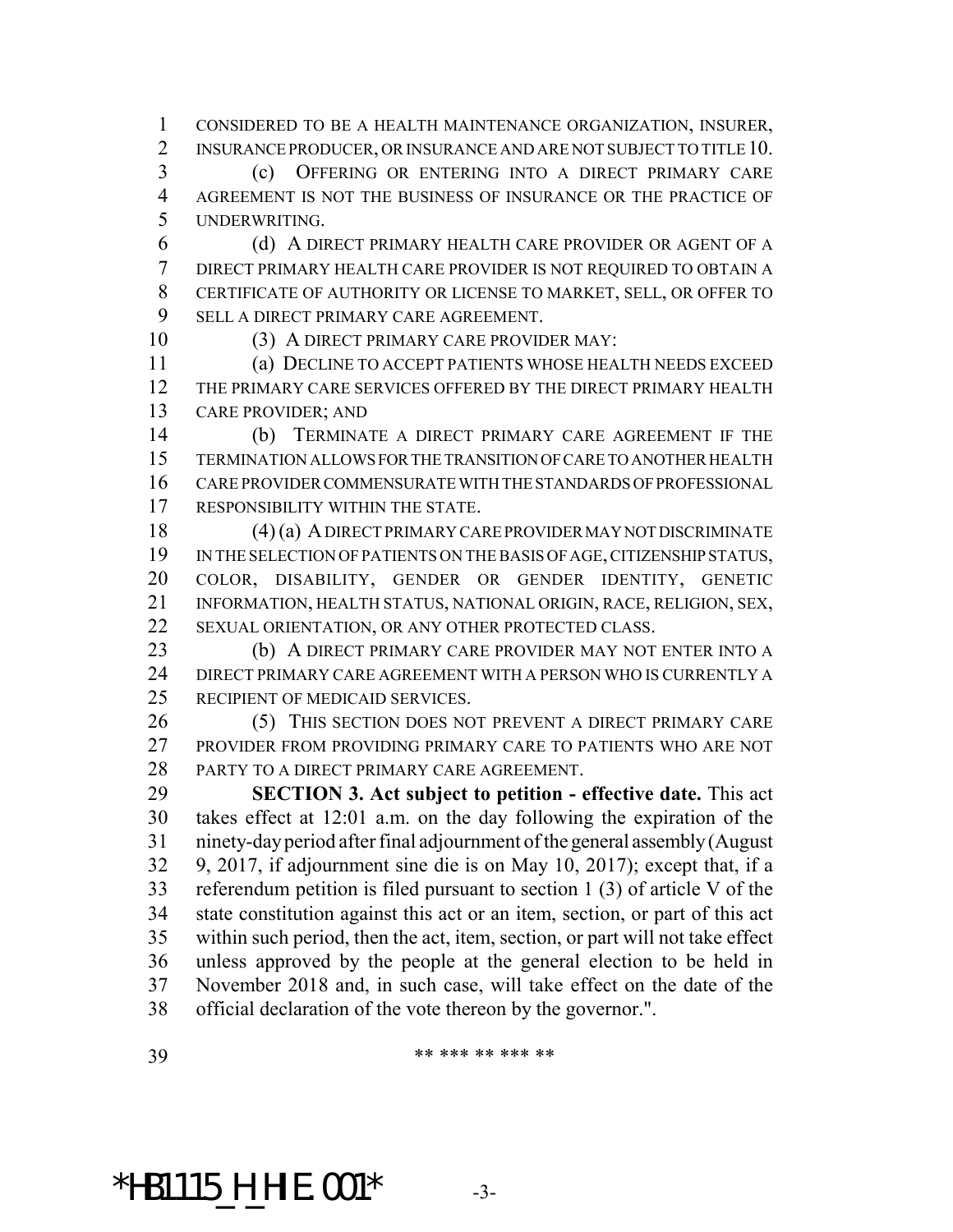CONSIDERED TO BE A HEALTH MAINTENANCE ORGANIZATION, INSURER, INSURANCE PRODUCER, OR INSURANCE AND ARE NOT SUBJECT TO TITLE 10.

(c) OFFERING OR ENTERING INTO A DIRECT PRIMARY CARE AGREEMENT IS NOT THE BUSINESS OF INSURANCE OR THE PRACTICE OF UNDERWRITING.

(d) A DIRECT PRIMARY HEALTH CARE PROVIDER OR AGENT OF A DIRECT PRIMARY HEALTH CARE PROVIDER IS NOT REQUIRED TO OBTAIN A CERTIFICATE OF AUTHORITY OR LICENSE TO MARKET, SELL, OR OFFER TO SELL A DIRECT PRIMARY CARE AGREEMENT.

(3) A DIRECT PRIMARY CARE PROVIDER MAY:

(a) DECLINE TO ACCEPT PATIENTS WHOSE HEALTH NEEDS EXCEED THE PRIMARY CARE SERVICES OFFERED BY THE DIRECT PRIMARY HEALTH CARE PROVIDER; AND

(b) TERMINATE A DIRECT PRIMARY CARE AGREEMENT IF THE TERMINATION ALLOWS FOR THE TRANSITION OF CARE TO ANOTHER HEALTH CARE PROVIDER COMMENSURATE WITH THE STANDARDS OF PROFESSIONAL RESPONSIBILITY WITHIN THE STATE.

(4) (a) A DIRECT PRIMARY CARE PROVIDER MAY NOT DISCRIMINATE IN THE SELECTION OF PATIENTS ON THE BASIS OF AGE, CITIZENSHIP STATUS, COLOR, DISABILITY, GENDER OR GENDER IDENTITY, GENETIC INFORMATION, HEALTH STATUS, NATIONAL ORIGIN, RACE, RELIGION, SEX, SEXUAL ORIENTATION, OR ANY OTHER PROTECTED CLASS.

(b) A DIRECT PRIMARY CARE PROVIDER MAY NOT ENTER INTO A DIRECT PRIMARY CARE AGREEMENT WITH A PERSON WHO IS CURRENTLY A RECIPIENT OF MEDICAID SERVICES.

(5) THIS SECTION DOES NOT PREVENT A DIRECT PRIMARY CARE PROVIDER FROM PROVIDING PRIMARY CARE TO PATIENTS WHO ARE NOT PARTY TO A DIRECT PRIMARY CARE AGREEMENT.

**SECTION 3. Act subject to petition - effective date.** This act takes effect at 12:01 a.m. on the day following the expiration of the ninety-day period after final adjournment of the general assembly (August 9, 2017, if adjournment sine die is on May 10, 2017); except that, if a referendum petition is filed pursuant to section 1 (3) of article V of the state constitution against this act or an item, section, or part of this act within such period, then the act, item, section, or part will not take effect unless approved by the people at the general election to be held in November 2018 and, in such case, will take effect on the date of the official declaration of the vote thereon by the governor.".

** *** ** *** **

*HB1115_H_HIE.001*